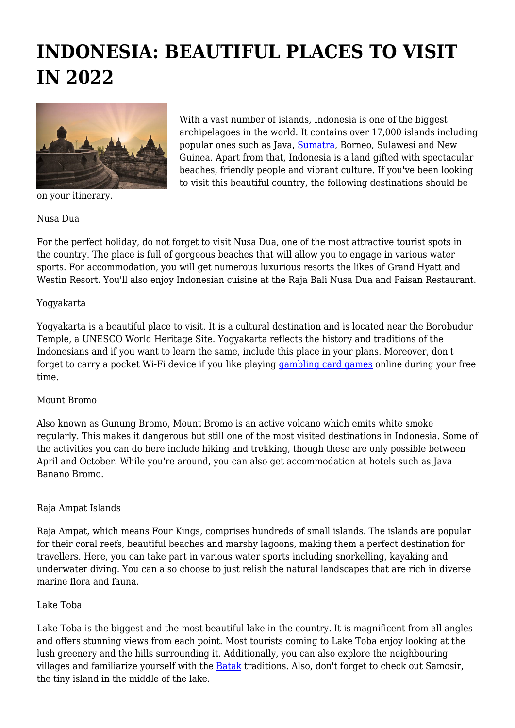# INDONESIA: BEAUTIFUL PLACES TO VISIT IN 2022

With a vast number of islands, Indonesia is one of the biggest archipelagoes in the world. It contains over 17,000 islands including popular ones such as Java, Sumatra, Borneo, Sulawesi and New Guinea. Apart from that, Indonesia is a land gifted with spectacular beaches, friendly people and vibrant culture. If you've been looking to visit this beautiful country, the following destinations should be on your itinerary.

Nusa Dua

For the perfect holiday, do not forget to visit Nusa Dua, one of the most attractive tourist spots in the country. The place is full of gorgeous beaches that will allow you to engage in various water sports. For accommodation, you will get numerous luxurious resorts the likes of Grand Hyatt and Westin Resort. You'll also enjoy Indonesian cuisine at the Raja Bali Nusa Dua and Paisan Restaurant.

Yogyakarta

Yogyakarta is a beautiful place to visit. It is a cultural destination and is located near the Borobudur Temple, a UNESCO World Heritage Site. Yogyakarta reflects the history and traditions of the Indonesians and if you want to learn the same, include this place in your plans. Moreover, don't forget to carry a pocket Wi-Fi device if you like playing gambling card games online during your free time.

Mount Bromo

Also known as Gunung Bromo, Mount Bromo is an active volcano which emits white smoke regularly. This makes it dangerous but still one of the most visited destinations in Indonesia. Some of the activities you can do here include hiking and trekking, though these are only possible between April and October. While you're around, you can also get accommodation at hotels such as Java Banano Bromo.

Raja Ampat Islands

Raja Ampat, which means Four Kings, comprises hundreds of small islands. The islands are popular for their coral reefs, beautiful beaches and marshy lagoons, making them a perfect destination for travellers. Here, you can take part in various water sports including snorkelling, kayaking and underwater diving. You can also choose to just relish the natural landscapes that are rich in diverse marine flora and fauna.

Lake Toba

Lake Toba is the biggest and the most beautiful lake in the country. It is magnificent from all angles and offers stunning views from each point. Most tourists coming to Lake Toba enjoy looking at the lush greenery and the hills surrounding it. Additionally, you can also explore the neighbouring villages and familiarize yourself with the Batak traditions. Also, don't forget to check out Samosir, the tiny island in the middle of the lake.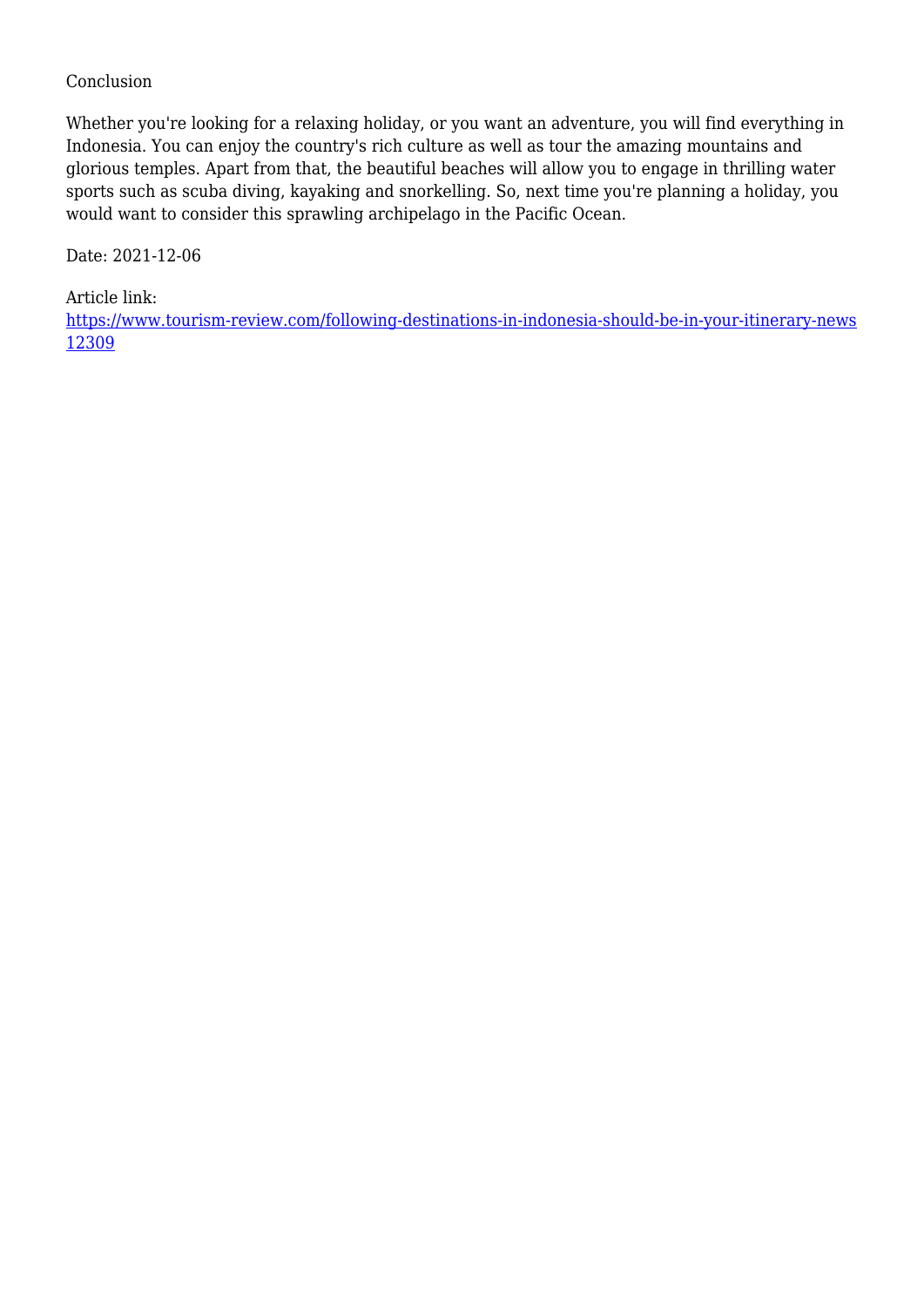## Conclusion

Whether you're looking for a relaxing holiday, or you want an adventure, you will find everything in Indonesia. You can enjoy the country's rich culture as well as tour the amazing mountains and glorious temples. Apart from that, the beautiful beaches will allow you to engage in thrilling water sports such as scuba diving, kayaking and snorkelling. So, next time you're planning a holiday, you would want to consider this sprawling archipelago in the Pacific Ocean.

Date: 2021-12-06

Article link:
https://www.tourism-review.com/following-destinations-in-indonesia-should-be-in-your-itinerary-news12309